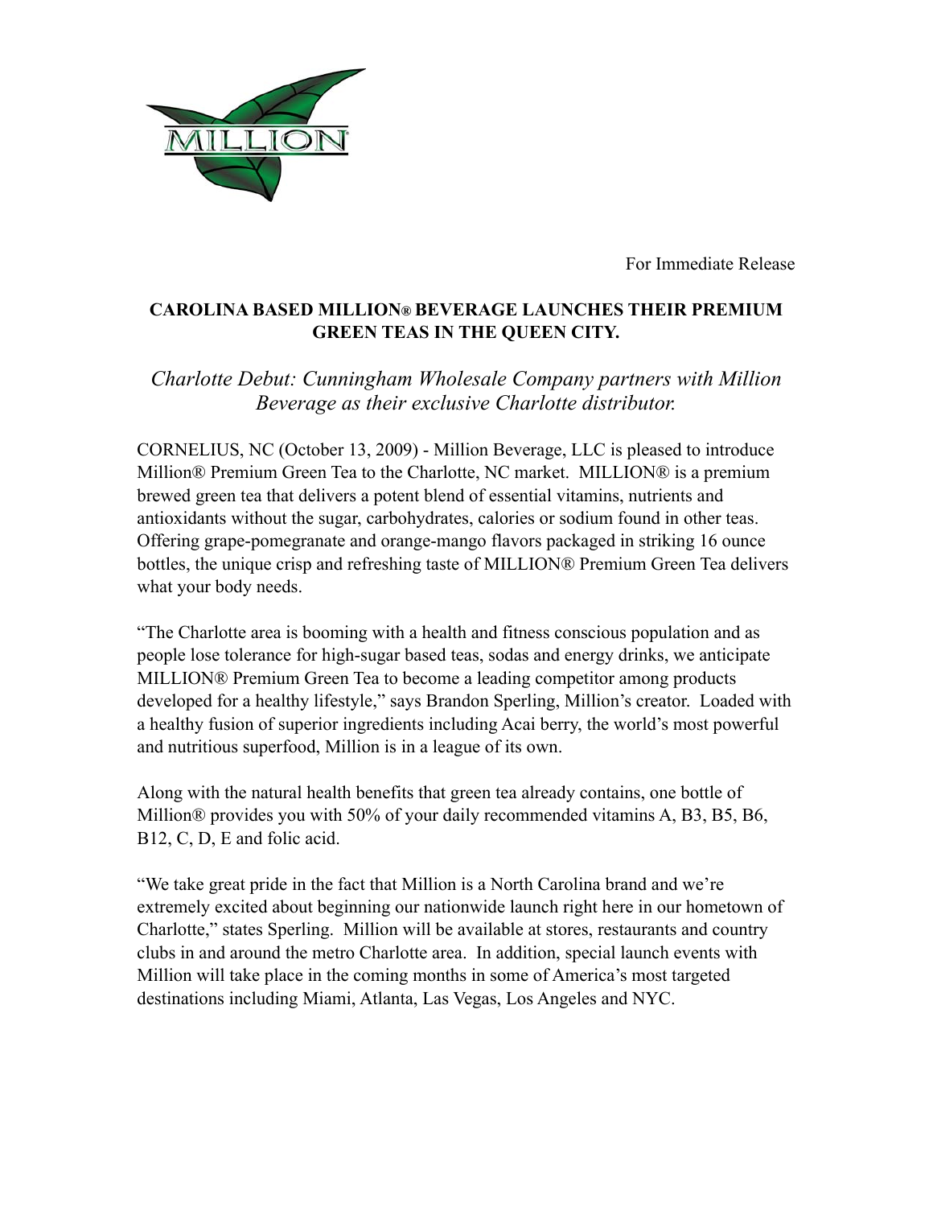For Immediate Release

**CAROLINA BASED MILLION® BEVERAGE LAUNCHES THEIR PREMIUM GREEN TEAS IN THE QUEEN CITY.**

*Charlotte Debut: Cunningham Wholesale Company partners with Million Beverage as their exclusive Charlotte distributor.*

CORNELIUS, NC (October 13, 2009) - Million Beverage, LLC is pleased to introduce Million® Premium Green Tea to the Charlotte, NC market. MILLION® is a premium brewed green tea that delivers a potent blend of essential vitamins, nutrients and antioxidants without the sugar, carbohydrates, calories or sodium found in other teas. Offering grape-pomegranate and orange-mango flavors packaged in striking 16 ounce bottles, the unique crisp and refreshing taste of MILLION® Premium Green Tea delivers what your body needs.

"The Charlotte area is booming with a health and fitness conscious population and as people lose tolerance for high-sugar based teas, sodas and energy drinks, we anticipate MILLION® Premium Green Tea to become a leading competitor among products developed for a healthy lifestyle," says Brandon Sperling, Million's creator. Loaded with a healthy fusion of superior ingredients including Acai berry, the world's most powerful and nutritious superfood, Million is in a league of its own.

Along with the natural health benefits that green tea already contains, one bottle of Million® provides you with 50% of your daily recommended vitamins A, B3, B5, B6, B12, C, D, E and folic acid.

"We take great pride in the fact that Million is a North Carolina brand and we're extremely excited about beginning our nationwide launch right here in our hometown of Charlotte," states Sperling. Million will be available at stores, restaurants and country clubs in and around the metro Charlotte area. In addition, special launch events with Million will take place in the coming months in some of America's most targeted destinations including Miami, Atlanta, Las Vegas, Los Angeles and NYC.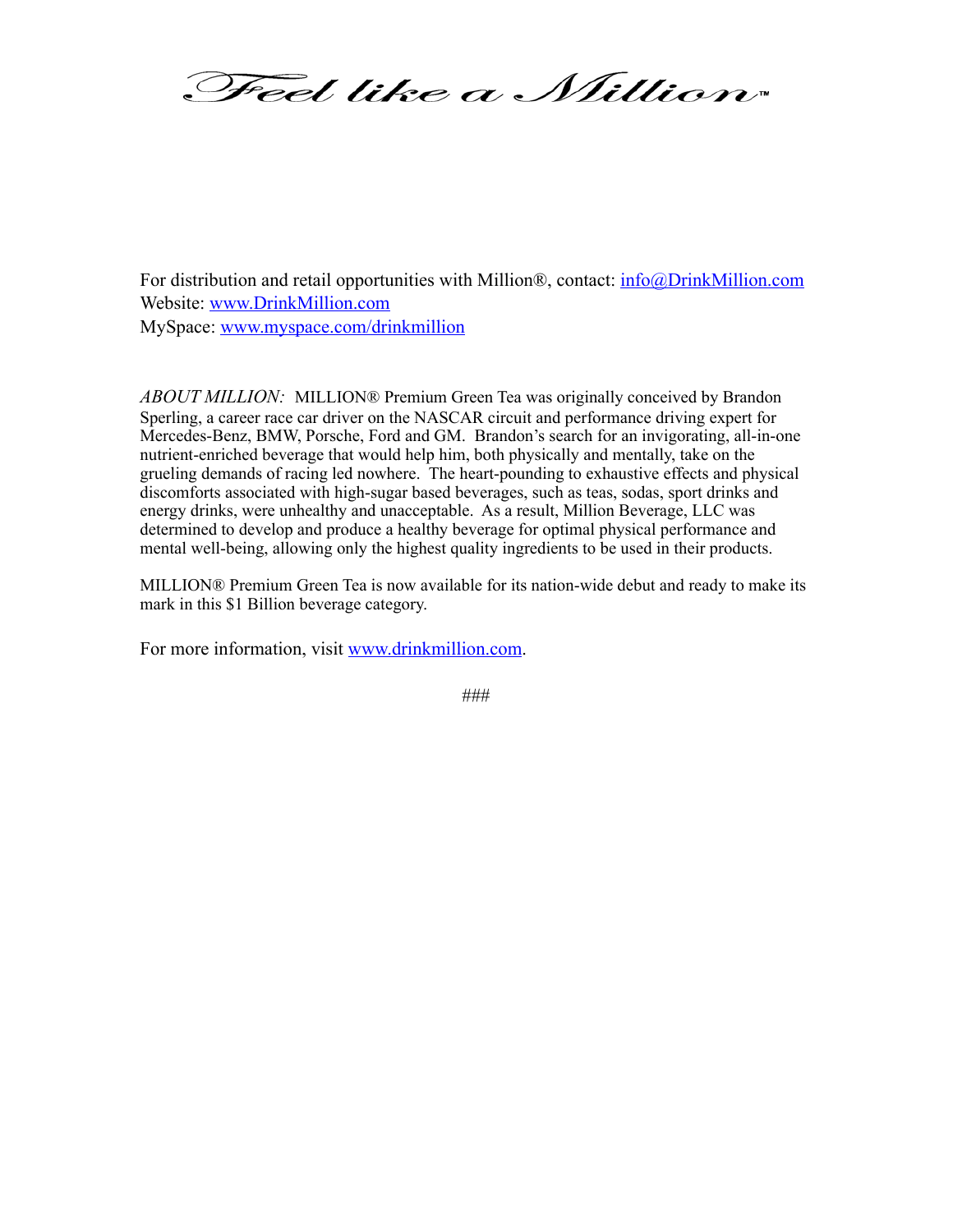*Feel like a Million*™

For distribution and retail opportunities with Million®, contact: info@DrinkMillion.com
Website: www.DrinkMillion.com
MySpace: www.myspace.com/drinkmillion

*ABOUT MILLION:* MILLION® Premium Green Tea was originally conceived by Brandon Sperling, a career race car driver on the NASCAR circuit and performance driving expert for Mercedes-Benz, BMW, Porsche, Ford and GM. Brandon's search for an invigorating, all-in-one nutrient-enriched beverage that would help him, both physically and mentally, take on the grueling demands of racing led nowhere. The heart-pounding to exhaustive effects and physical discomforts associated with high-sugar based beverages, such as teas, sodas, sport drinks and energy drinks, were unhealthy and unacceptable. As a result, Million Beverage, LLC was determined to develop and produce a healthy beverage for optimal physical performance and mental well-being, allowing only the highest quality ingredients to be used in their products.

MILLION® Premium Green Tea is now available for its nation-wide debut and ready to make its mark in this $1 Billion beverage category.

For more information, visit www.drinkmillion.com.

###